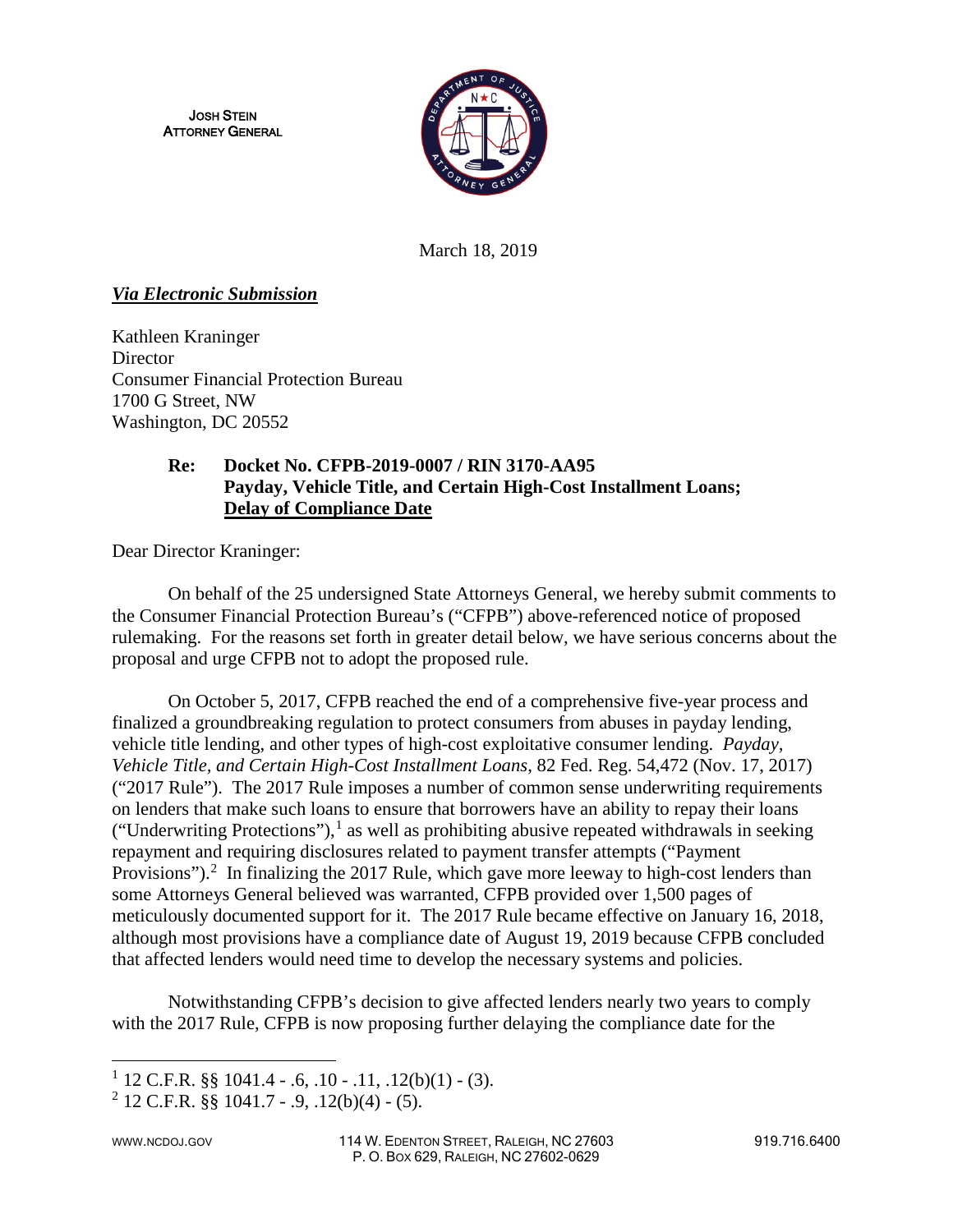JOSH STEIN
ATTORNEY GENERAL

March 18, 2019

***Via Electronic Submission***

Kathleen Kraninger
Director
Consumer Financial Protection Bureau
1700 G Street, NW
Washington, DC 20552

**Re: Docket No. CFPB-2019-0007 / RIN 3170-AA95**
**Payday, Vehicle Title, and Certain High-Cost Installment Loans;**
**<u>Delay of Compliance Date</u>**

Dear Director Kraninger:

On behalf of the 25 undersigned State Attorneys General, we hereby submit comments to the Consumer Financial Protection Bureau's ("CFPB") above-referenced notice of proposed rulemaking. For the reasons set forth in greater detail below, we have serious concerns about the proposal and urge CFPB not to adopt the proposed rule.

On October 5, 2017, CFPB reached the end of a comprehensive five-year process and finalized a groundbreaking regulation to protect consumers from abuses in payday lending, vehicle title lending, and other types of high-cost exploitative consumer lending. *Payday, Vehicle Title, and Certain High-Cost Installment Loans*, 82 Fed. Reg. 54,472 (Nov. 17, 2017) ("2017 Rule"). The 2017 Rule imposes a number of common sense underwriting requirements on lenders that make such loans to ensure that borrowers have an ability to repay their loans ("Underwriting Protections"),[1] as well as prohibiting abusive repeated withdrawals in seeking repayment and requiring disclosures related to payment transfer attempts ("Payment Provisions").[2] In finalizing the 2017 Rule, which gave more leeway to high-cost lenders than some Attorneys General believed was warranted, CFPB provided over 1,500 pages of meticulously documented support for it. The 2017 Rule became effective on January 16, 2018, although most provisions have a compliance date of August 19, 2019 because CFPB concluded that affected lenders would need time to develop the necessary systems and policies.

Notwithstanding CFPB's decision to give affected lenders nearly two years to comply with the 2017 Rule, CFPB is now proposing further delaying the compliance date for the

[1] 12 C.F.R. §§ 1041.4 - .6, .10 - .11, .12(b)(1) - (3).

[2] 12 C.F.R. §§ 1041.7 - .9, .12(b)(4) - (5).

WWW.NCDOJ.GOV 114 W. EDENTON STREET, RALEIGH, NC 27603 P. O. BOX 629, RALEIGH, NC 27602-0629 919.716.6400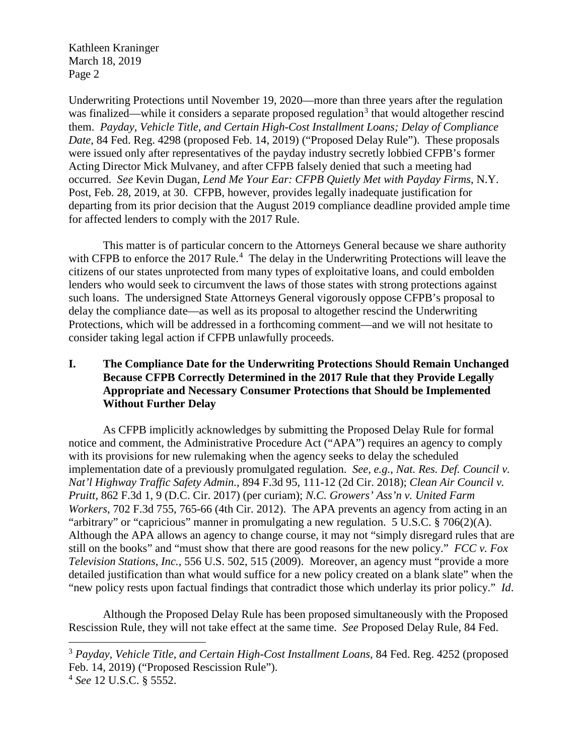Underwriting Protections until November 19, 2020—more than three years after the regulation was finalized—while it considers a separate proposed regulation[3] that would altogether rescind them. *Payday, Vehicle Title, and Certain High-Cost Installment Loans; Delay of Compliance Date*, 84 Fed. Reg. 4298 (proposed Feb. 14, 2019) ("Proposed Delay Rule"). These proposals were issued only after representatives of the payday industry secretly lobbied CFPB's former Acting Director Mick Mulvaney, and after CFPB falsely denied that such a meeting had occurred. *See* Kevin Dugan, *Lend Me Your Ear: CFPB Quietly Met with Payday Firms*, N.Y. Post, Feb. 28, 2019, at 30. CFPB, however, provides legally inadequate justification for departing from its prior decision that the August 2019 compliance deadline provided ample time for affected lenders to comply with the 2017 Rule.

This matter is of particular concern to the Attorneys General because we share authority with CFPB to enforce the 2017 Rule.[4] The delay in the Underwriting Protections will leave the citizens of our states unprotected from many types of exploitative loans, and could embolden lenders who would seek to circumvent the laws of those states with strong protections against such loans. The undersigned State Attorneys General vigorously oppose CFPB's proposal to delay the compliance date—as well as its proposal to altogether rescind the Underwriting Protections, which will be addressed in a forthcoming comment—and we will not hesitate to consider taking legal action if CFPB unlawfully proceeds.

## I. The Compliance Date for the Underwriting Protections Should Remain Unchanged Because CFPB Correctly Determined in the 2017 Rule that they Provide Legally Appropriate and Necessary Consumer Protections that Should be Implemented Without Further Delay

As CFPB implicitly acknowledges by submitting the Proposed Delay Rule for formal notice and comment, the Administrative Procedure Act ("APA") requires an agency to comply with its provisions for new rulemaking when the agency seeks to delay the scheduled implementation date of a previously promulgated regulation. *See, e.g.*, *Nat. Res. Def. Council v. Nat'l Highway Traffic Safety Admin.*, 894 F.3d 95, 111-12 (2d Cir. 2018); *Clean Air Council v. Pruitt*, 862 F.3d 1, 9 (D.C. Cir. 2017) (per curiam); *N.C. Growers' Ass'n v. United Farm Workers*, 702 F.3d 755, 765-66 (4th Cir. 2012). The APA prevents an agency from acting in an "arbitrary" or "capricious" manner in promulgating a new regulation. 5 U.S.C. § 706(2)(A). Although the APA allows an agency to change course, it may not "simply disregard rules that are still on the books" and "must show that there are good reasons for the new policy." *FCC v. Fox Television Stations, Inc.*, 556 U.S. 502, 515 (2009). Moreover, an agency must "provide a more detailed justification than what would suffice for a new policy created on a blank slate" when the "new policy rests upon factual findings that contradict those which underlay its prior policy." *Id*.

Although the Proposed Delay Rule has been proposed simultaneously with the Proposed Rescission Rule, they will not take effect at the same time. *See* Proposed Delay Rule, 84 Fed.

---

[3] *Payday, Vehicle Title, and Certain High-Cost Installment Loans*, 84 Fed. Reg. 4252 (proposed Feb. 14, 2019) ("Proposed Rescission Rule").

[4] *See* 12 U.S.C. § 5552.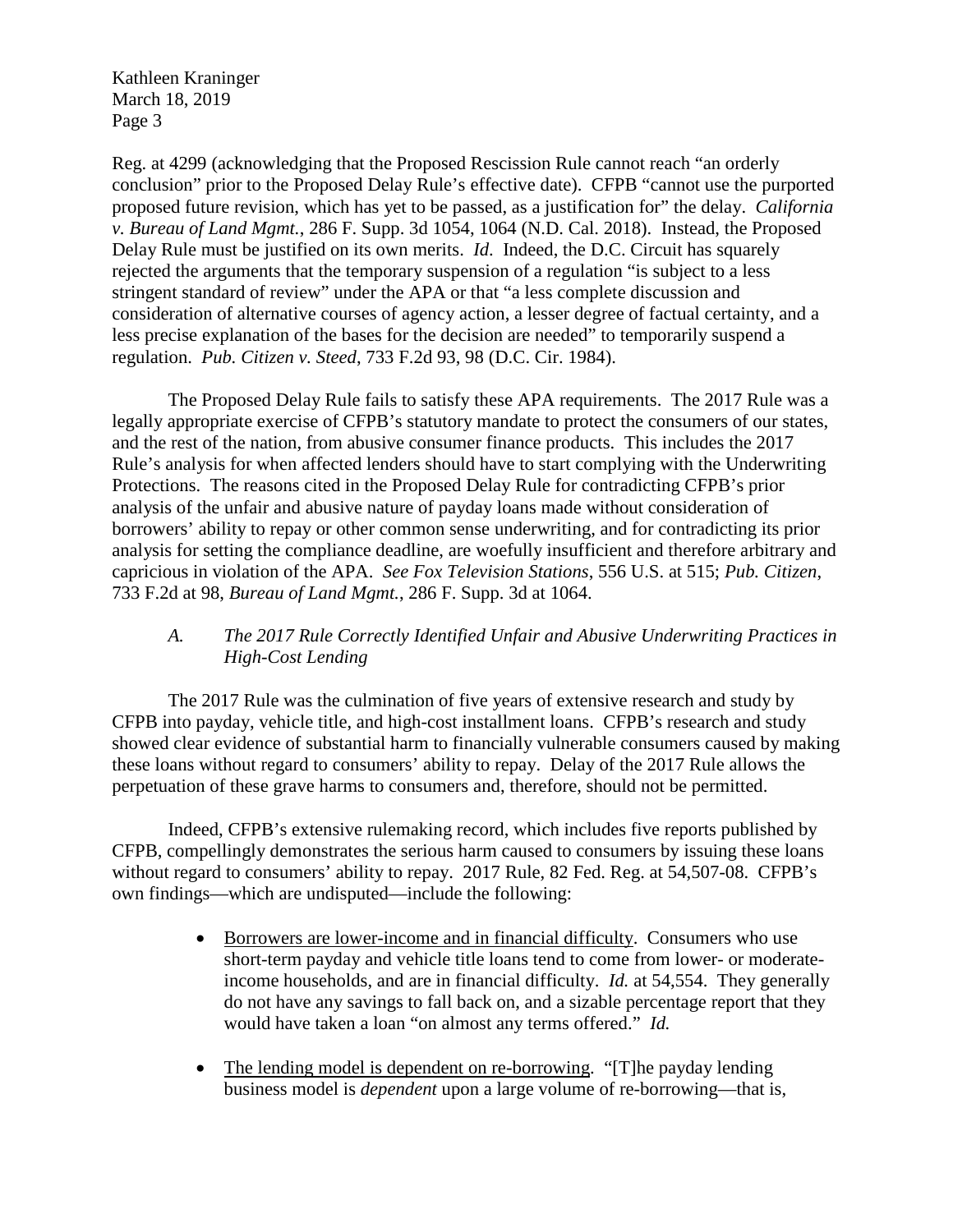Reg. at 4299 (acknowledging that the Proposed Rescission Rule cannot reach "an orderly conclusion" prior to the Proposed Delay Rule's effective date). CFPB "cannot use the purported proposed future revision, which has yet to be passed, as a justification for" the delay. *California v. Bureau of Land Mgmt.*, 286 F. Supp. 3d 1054, 1064 (N.D. Cal. 2018). Instead, the Proposed Delay Rule must be justified on its own merits. *Id*. Indeed, the D.C. Circuit has squarely rejected the arguments that the temporary suspension of a regulation "is subject to a less stringent standard of review" under the APA or that "a less complete discussion and consideration of alternative courses of agency action, a lesser degree of factual certainty, and a less precise explanation of the bases for the decision are needed" to temporarily suspend a regulation. *Pub. Citizen v. Steed*, 733 F.2d 93, 98 (D.C. Cir. 1984).

The Proposed Delay Rule fails to satisfy these APA requirements. The 2017 Rule was a legally appropriate exercise of CFPB's statutory mandate to protect the consumers of our states, and the rest of the nation, from abusive consumer finance products. This includes the 2017 Rule's analysis for when affected lenders should have to start complying with the Underwriting Protections. The reasons cited in the Proposed Delay Rule for contradicting CFPB's prior analysis of the unfair and abusive nature of payday loans made without consideration of borrowers' ability to repay or other common sense underwriting, and for contradicting its prior analysis for setting the compliance deadline, are woefully insufficient and therefore arbitrary and capricious in violation of the APA. *See Fox Television Stations*, 556 U.S. at 515; *Pub. Citizen*, 733 F.2d at 98, *Bureau of Land Mgmt.*, 286 F. Supp. 3d at 1064.

### *A. The 2017 Rule Correctly Identified Unfair and Abusive Underwriting Practices in High-Cost Lending*

The 2017 Rule was the culmination of five years of extensive research and study by CFPB into payday, vehicle title, and high-cost installment loans. CFPB's research and study showed clear evidence of substantial harm to financially vulnerable consumers caused by making these loans without regard to consumers' ability to repay. Delay of the 2017 Rule allows the perpetuation of these grave harms to consumers and, therefore, should not be permitted.

Indeed, CFPB's extensive rulemaking record, which includes five reports published by CFPB, compellingly demonstrates the serious harm caused to consumers by issuing these loans without regard to consumers' ability to repay. 2017 Rule, 82 Fed. Reg. at 54,507-08. CFPB's own findings—which are undisputed—include the following:

- <u>Borrowers are lower-income and in financial difficulty</u>. Consumers who use short-term payday and vehicle title loans tend to come from lower- or moderate-income households, and are in financial difficulty. *Id.* at 54,554. They generally do not have any savings to fall back on, and a sizable percentage report that they would have taken a loan "on almost any terms offered." *Id.*

- <u>The lending model is dependent on re-borrowing</u>. "[T]he payday lending business model is *dependent* upon a large volume of re-borrowing—that is,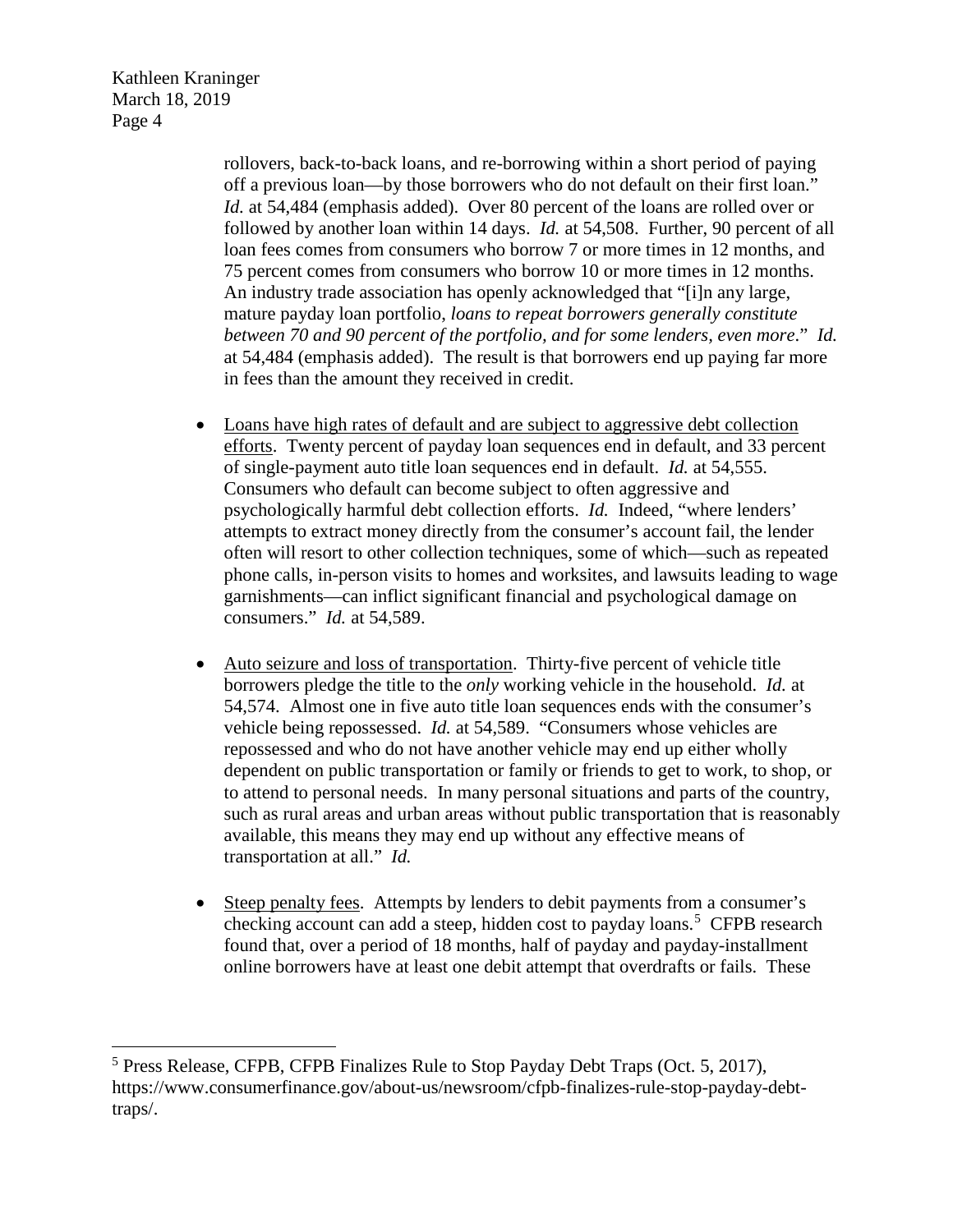rollovers, back-to-back loans, and re-borrowing within a short period of paying off a previous loan—by those borrowers who do not default on their first loan." *Id.* at 54,484 (emphasis added). Over 80 percent of the loans are rolled over or followed by another loan within 14 days. *Id.* at 54,508. Further, 90 percent of all loan fees comes from consumers who borrow 7 or more times in 12 months, and 75 percent comes from consumers who borrow 10 or more times in 12 months. An industry trade association has openly acknowledged that "[i]n any large, mature payday loan portfolio, *loans to repeat borrowers generally constitute between 70 and 90 percent of the portfolio, and for some lenders, even more*." *Id.* at 54,484 (emphasis added). The result is that borrowers end up paying far more in fees than the amount they received in credit.

- Loans have high rates of default and are subject to aggressive debt collection efforts. Twenty percent of payday loan sequences end in default, and 33 percent of single-payment auto title loan sequences end in default. *Id.* at 54,555. Consumers who default can become subject to often aggressive and psychologically harmful debt collection efforts. *Id.* Indeed, "where lenders' attempts to extract money directly from the consumer's account fail, the lender often will resort to other collection techniques, some of which—such as repeated phone calls, in-person visits to homes and worksites, and lawsuits leading to wage garnishments—can inflict significant financial and psychological damage on consumers." *Id.* at 54,589.

- Auto seizure and loss of transportation. Thirty-five percent of vehicle title borrowers pledge the title to the *only* working vehicle in the household. *Id.* at 54,574. Almost one in five auto title loan sequences ends with the consumer's vehicle being repossessed. *Id.* at 54,589. "Consumers whose vehicles are repossessed and who do not have another vehicle may end up either wholly dependent on public transportation or family or friends to get to work, to shop, or to attend to personal needs. In many personal situations and parts of the country, such as rural areas and urban areas without public transportation that is reasonably available, this means they may end up without any effective means of transportation at all." *Id.*

- Steep penalty fees. Attempts by lenders to debit payments from a consumer's checking account can add a steep, hidden cost to payday loans.[5] CFPB research found that, over a period of 18 months, half of payday and payday-installment online borrowers have at least one debit attempt that overdrafts or fails. These

---

[5] Press Release, CFPB, CFPB Finalizes Rule to Stop Payday Debt Traps (Oct. 5, 2017), https://www.consumerfinance.gov/about-us/newsroom/cfpb-finalizes-rule-stop-payday-debt-traps/.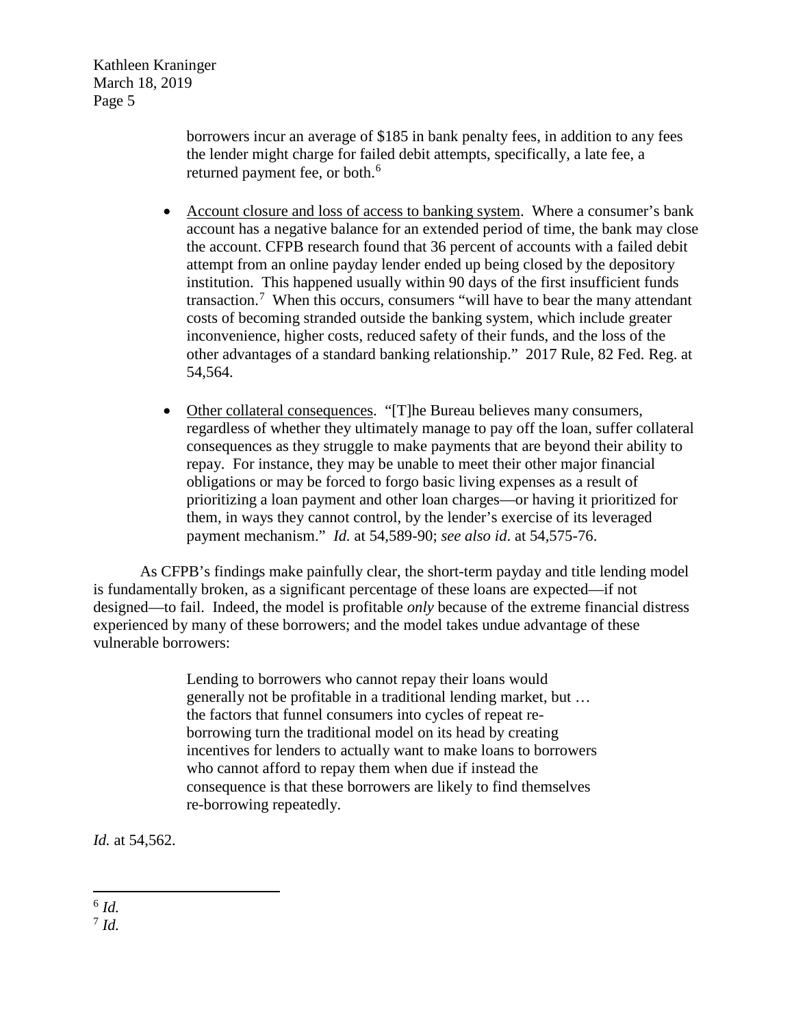borrowers incur an average of $185 in bank penalty fees, in addition to any fees the lender might charge for failed debit attempts, specifically, a late fee, a returned payment fee, or both.[6]

- Account closure and loss of access to banking system. Where a consumer's bank account has a negative balance for an extended period of time, the bank may close the account. CFPB research found that 36 percent of accounts with a failed debit attempt from an online payday lender ended up being closed by the depository institution. This happened usually within 90 days of the first insufficient funds transaction.[7] When this occurs, consumers "will have to bear the many attendant costs of becoming stranded outside the banking system, which include greater inconvenience, higher costs, reduced safety of their funds, and the loss of the other advantages of a standard banking relationship." 2017 Rule, 82 Fed. Reg. at 54,564.

- Other collateral consequences. "[T]he Bureau believes many consumers, regardless of whether they ultimately manage to pay off the loan, suffer collateral consequences as they struggle to make payments that are beyond their ability to repay. For instance, they may be unable to meet their other major financial obligations or may be forced to forgo basic living expenses as a result of prioritizing a loan payment and other loan charges—or having it prioritized for them, in ways they cannot control, by the lender's exercise of its leveraged payment mechanism." *Id.* at 54,589-90; *see also id*. at 54,575-76.

As CFPB's findings make painfully clear, the short-term payday and title lending model is fundamentally broken, as a significant percentage of these loans are expected—if not designed—to fail. Indeed, the model is profitable *only* because of the extreme financial distress experienced by many of these borrowers; and the model takes undue advantage of these vulnerable borrowers:

> Lending to borrowers who cannot repay their loans would generally not be profitable in a traditional lending market, but … the factors that funnel consumers into cycles of repeat re-borrowing turn the traditional model on its head by creating incentives for lenders to actually want to make loans to borrowers who cannot afford to repay them when due if instead the consequence is that these borrowers are likely to find themselves re-borrowing repeatedly.

*Id.* at 54,562.

---

[6] *Id.*

[7] *Id.*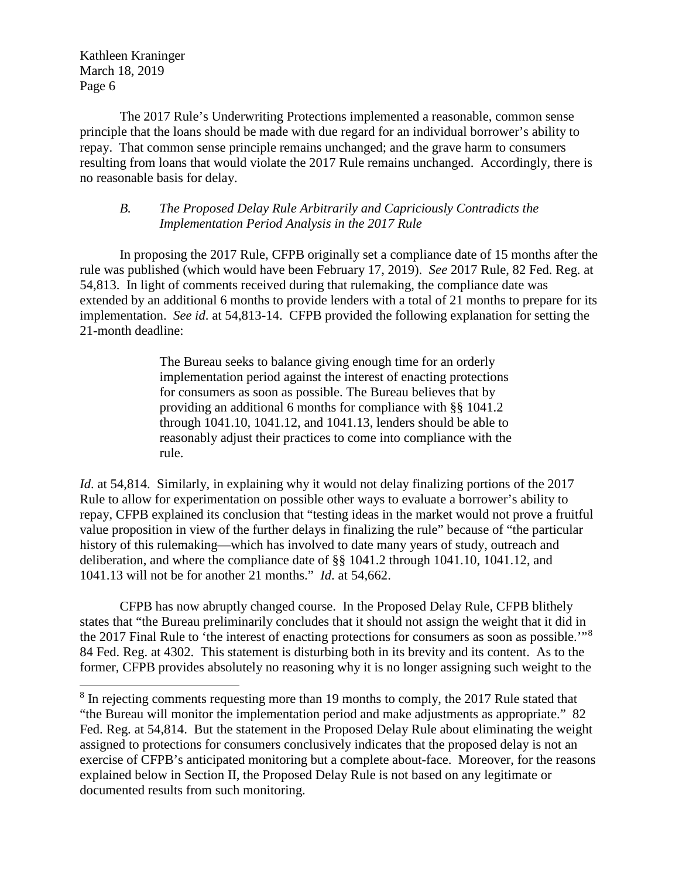The 2017 Rule's Underwriting Protections implemented a reasonable, common sense principle that the loans should be made with due regard for an individual borrower's ability to repay. That common sense principle remains unchanged; and the grave harm to consumers resulting from loans that would violate the 2017 Rule remains unchanged. Accordingly, there is no reasonable basis for delay.

### *B. The Proposed Delay Rule Arbitrarily and Capriciously Contradicts the Implementation Period Analysis in the 2017 Rule*

In proposing the 2017 Rule, CFPB originally set a compliance date of 15 months after the rule was published (which would have been February 17, 2019). *See* 2017 Rule, 82 Fed. Reg. at 54,813. In light of comments received during that rulemaking, the compliance date was extended by an additional 6 months to provide lenders with a total of 21 months to prepare for its implementation. *See id.* at 54,813-14. CFPB provided the following explanation for setting the 21-month deadline:

> The Bureau seeks to balance giving enough time for an orderly implementation period against the interest of enacting protections for consumers as soon as possible. The Bureau believes that by providing an additional 6 months for compliance with §§ 1041.2 through 1041.10, 1041.12, and 1041.13, lenders should be able to reasonably adjust their practices to come into compliance with the rule.

*Id*. at 54,814. Similarly, in explaining why it would not delay finalizing portions of the 2017 Rule to allow for experimentation on possible other ways to evaluate a borrower's ability to repay, CFPB explained its conclusion that "testing ideas in the market would not prove a fruitful value proposition in view of the further delays in finalizing the rule" because of "the particular history of this rulemaking—which has involved to date many years of study, outreach and deliberation, and where the compliance date of §§ 1041.2 through 1041.10, 1041.12, and 1041.13 will not be for another 21 months." *Id*. at 54,662.

CFPB has now abruptly changed course. In the Proposed Delay Rule, CFPB blithely states that "the Bureau preliminarily concludes that it should not assign the weight that it did in the 2017 Final Rule to 'the interest of enacting protections for consumers as soon as possible.'"[8] 84 Fed. Reg. at 4302. This statement is disturbing both in its brevity and its content. As to the former, CFPB provides absolutely no reasoning why it is no longer assigning such weight to the

---

[8] In rejecting comments requesting more than 19 months to comply, the 2017 Rule stated that "the Bureau will monitor the implementation period and make adjustments as appropriate." 82 Fed. Reg. at 54,814. But the statement in the Proposed Delay Rule about eliminating the weight assigned to protections for consumers conclusively indicates that the proposed delay is not an exercise of CFPB's anticipated monitoring but a complete about-face. Moreover, for the reasons explained below in Section II, the Proposed Delay Rule is not based on any legitimate or documented results from such monitoring.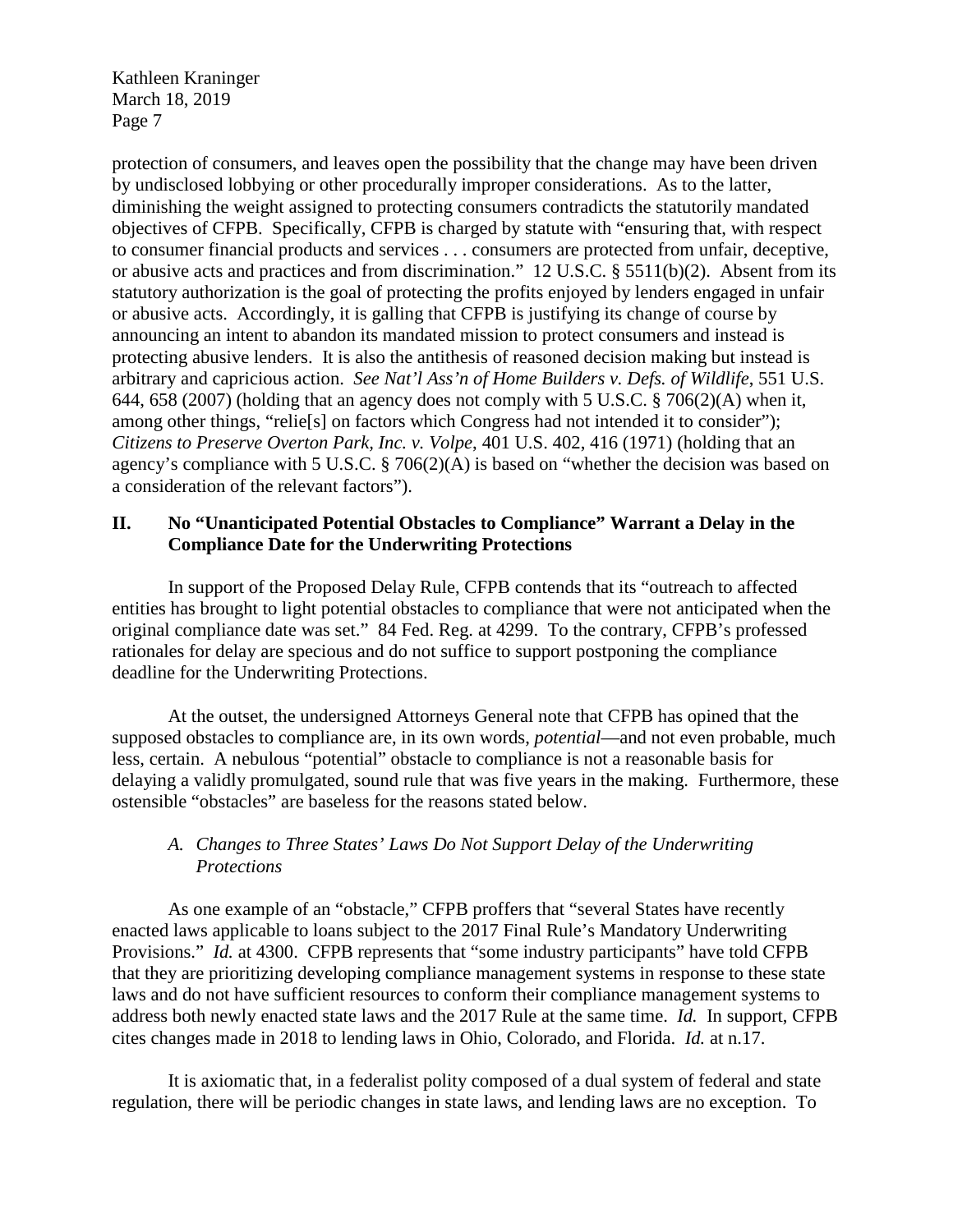protection of consumers, and leaves open the possibility that the change may have been driven by undisclosed lobbying or other procedurally improper considerations. As to the latter, diminishing the weight assigned to protecting consumers contradicts the statutorily mandated objectives of CFPB. Specifically, CFPB is charged by statute with "ensuring that, with respect to consumer financial products and services . . . consumers are protected from unfair, deceptive, or abusive acts and practices and from discrimination." 12 U.S.C. § 5511(b)(2). Absent from its statutory authorization is the goal of protecting the profits enjoyed by lenders engaged in unfair or abusive acts. Accordingly, it is galling that CFPB is justifying its change of course by announcing an intent to abandon its mandated mission to protect consumers and instead is protecting abusive lenders. It is also the antithesis of reasoned decision making but instead is arbitrary and capricious action. *See Nat'l Ass'n of Home Builders v. Defs. of Wildlife*, 551 U.S. 644, 658 (2007) (holding that an agency does not comply with 5 U.S.C. § 706(2)(A) when it, among other things, "relie[s] on factors which Congress had not intended it to consider"); *Citizens to Preserve Overton Park, Inc. v. Volpe*, 401 U.S. 402, 416 (1971) (holding that an agency's compliance with 5 U.S.C. § 706(2)(A) is based on "whether the decision was based on a consideration of the relevant factors").

## II. No "Unanticipated Potential Obstacles to Compliance" Warrant a Delay in the Compliance Date for the Underwriting Protections

In support of the Proposed Delay Rule, CFPB contends that its "outreach to affected entities has brought to light potential obstacles to compliance that were not anticipated when the original compliance date was set." 84 Fed. Reg. at 4299. To the contrary, CFPB's professed rationales for delay are specious and do not suffice to support postponing the compliance deadline for the Underwriting Protections.

At the outset, the undersigned Attorneys General note that CFPB has opined that the supposed obstacles to compliance are, in its own words, *potential*—and not even probable, much less, certain. A nebulous "potential" obstacle to compliance is not a reasonable basis for delaying a validly promulgated, sound rule that was five years in the making. Furthermore, these ostensible "obstacles" are baseless for the reasons stated below.

### *A. Changes to Three States' Laws Do Not Support Delay of the Underwriting Protections*

As one example of an "obstacle," CFPB proffers that "several States have recently enacted laws applicable to loans subject to the 2017 Final Rule's Mandatory Underwriting Provisions." *Id.* at 4300. CFPB represents that "some industry participants" have told CFPB that they are prioritizing developing compliance management systems in response to these state laws and do not have sufficient resources to conform their compliance management systems to address both newly enacted state laws and the 2017 Rule at the same time. *Id.* In support, CFPB cites changes made in 2018 to lending laws in Ohio, Colorado, and Florida. *Id.* at n.17.

It is axiomatic that, in a federalist polity composed of a dual system of federal and state regulation, there will be periodic changes in state laws, and lending laws are no exception. To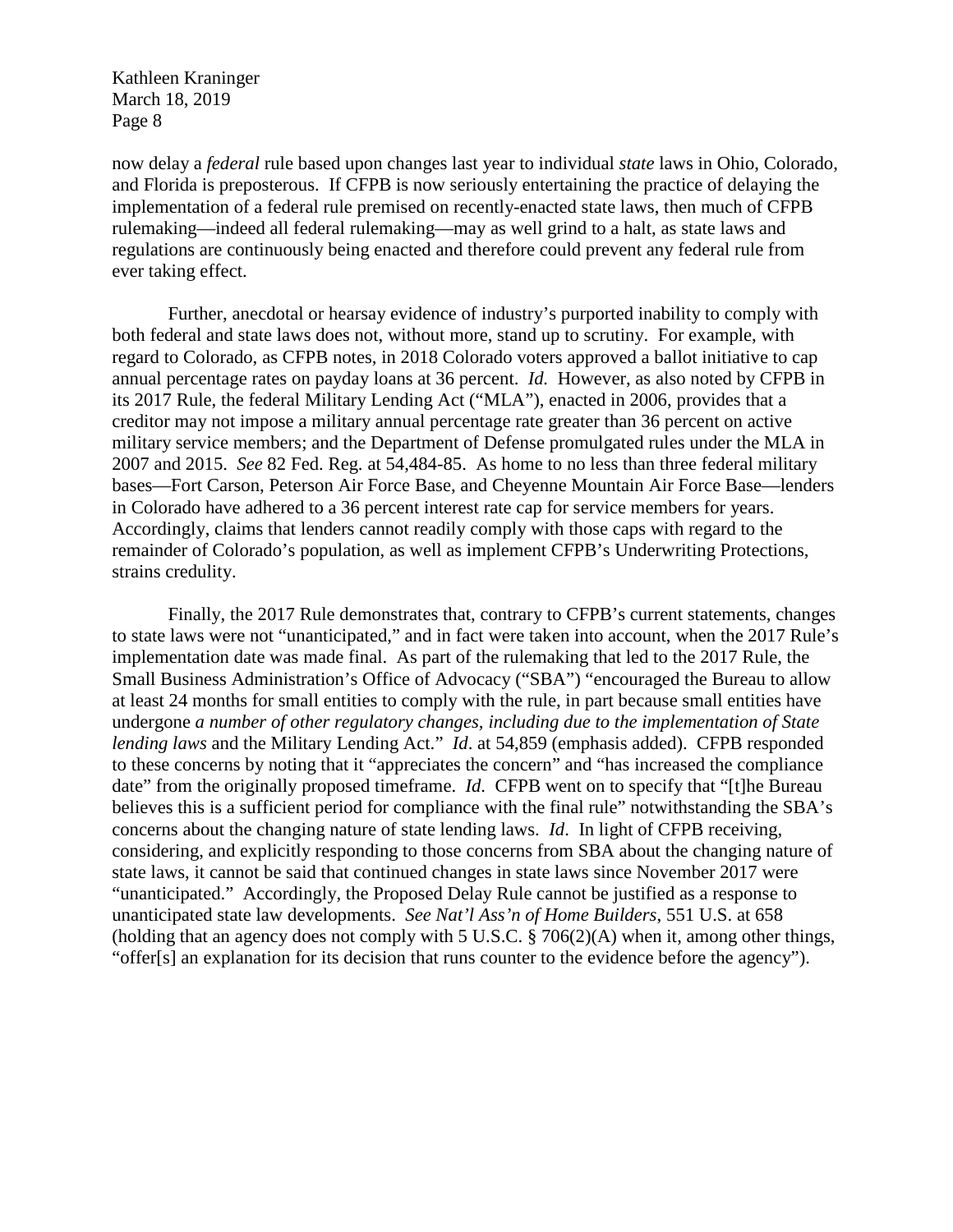now delay a *federal* rule based upon changes last year to individual *state* laws in Ohio, Colorado, and Florida is preposterous. If CFPB is now seriously entertaining the practice of delaying the implementation of a federal rule premised on recently-enacted state laws, then much of CFPB rulemaking—indeed all federal rulemaking—may as well grind to a halt, as state laws and regulations are continuously being enacted and therefore could prevent any federal rule from ever taking effect.

Further, anecdotal or hearsay evidence of industry's purported inability to comply with both federal and state laws does not, without more, stand up to scrutiny. For example, with regard to Colorado, as CFPB notes, in 2018 Colorado voters approved a ballot initiative to cap annual percentage rates on payday loans at 36 percent. *Id.* However, as also noted by CFPB in its 2017 Rule, the federal Military Lending Act ("MLA"), enacted in 2006, provides that a creditor may not impose a military annual percentage rate greater than 36 percent on active military service members; and the Department of Defense promulgated rules under the MLA in 2007 and 2015. *See* 82 Fed. Reg. at 54,484-85. As home to no less than three federal military bases—Fort Carson, Peterson Air Force Base, and Cheyenne Mountain Air Force Base—lenders in Colorado have adhered to a 36 percent interest rate cap for service members for years. Accordingly, claims that lenders cannot readily comply with those caps with regard to the remainder of Colorado's population, as well as implement CFPB's Underwriting Protections, strains credulity.

Finally, the 2017 Rule demonstrates that, contrary to CFPB's current statements, changes to state laws were not "unanticipated," and in fact were taken into account, when the 2017 Rule's implementation date was made final. As part of the rulemaking that led to the 2017 Rule, the Small Business Administration's Office of Advocacy ("SBA") "encouraged the Bureau to allow at least 24 months for small entities to comply with the rule, in part because small entities have undergone *a number of other regulatory changes, including due to the implementation of State lending laws* and the Military Lending Act." *Id*. at 54,859 (emphasis added). CFPB responded to these concerns by noting that it "appreciates the concern" and "has increased the compliance date" from the originally proposed timeframe. *Id*. CFPB went on to specify that "[t]he Bureau believes this is a sufficient period for compliance with the final rule" notwithstanding the SBA's concerns about the changing nature of state lending laws. *Id*. In light of CFPB receiving, considering, and explicitly responding to those concerns from SBA about the changing nature of state laws, it cannot be said that continued changes in state laws since November 2017 were "unanticipated." Accordingly, the Proposed Delay Rule cannot be justified as a response to unanticipated state law developments. *See Nat'l Ass'n of Home Builders*, 551 U.S. at 658 (holding that an agency does not comply with 5 U.S.C. § 706(2)(A) when it, among other things, "offer[s] an explanation for its decision that runs counter to the evidence before the agency").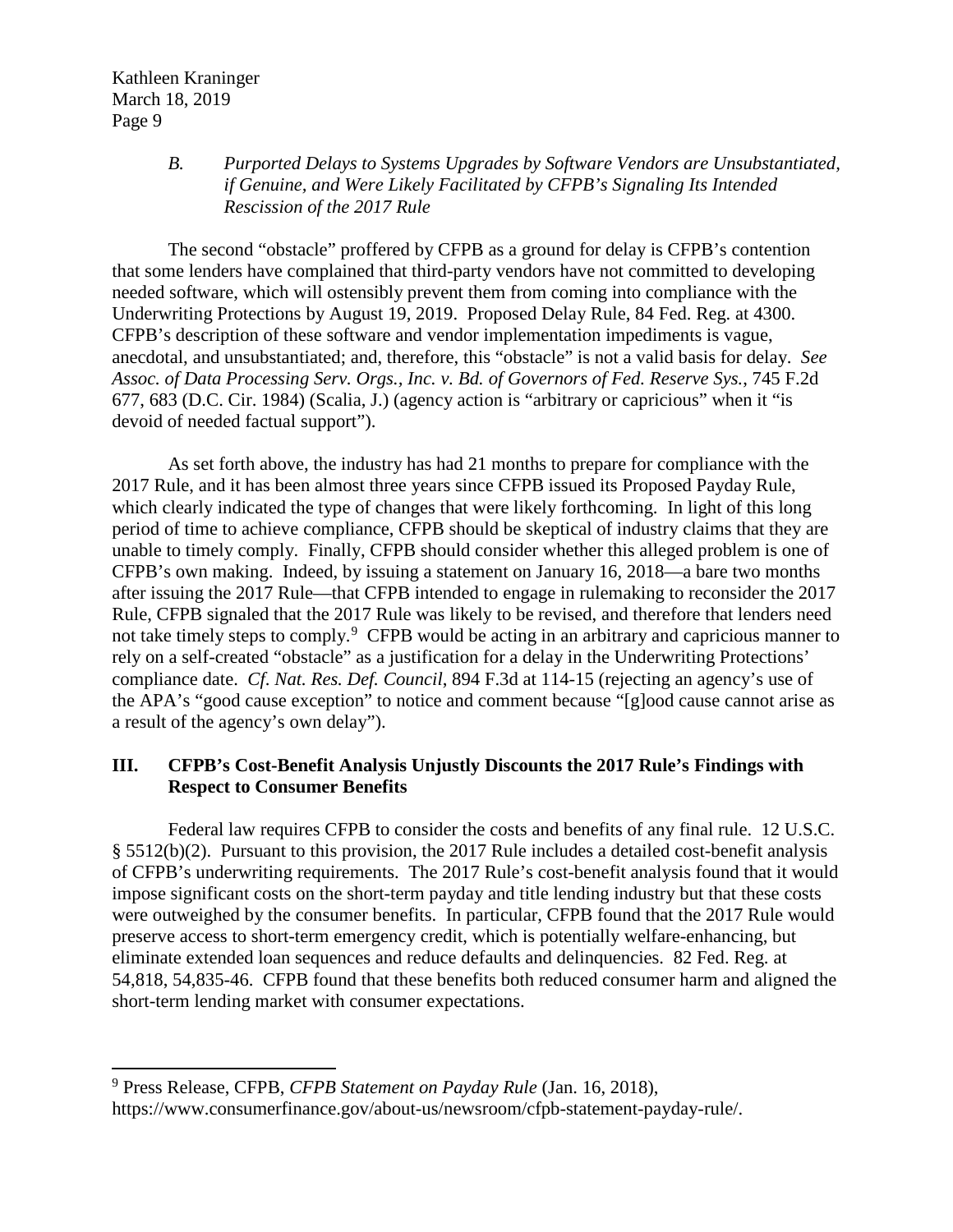### *B. Purported Delays to Systems Upgrades by Software Vendors are Unsubstantiated, if Genuine, and Were Likely Facilitated by CFPB's Signaling Its Intended Rescission of the 2017 Rule*

The second "obstacle" proffered by CFPB as a ground for delay is CFPB's contention that some lenders have complained that third-party vendors have not committed to developing needed software, which will ostensibly prevent them from coming into compliance with the Underwriting Protections by August 19, 2019. Proposed Delay Rule, 84 Fed. Reg. at 4300. CFPB's description of these software and vendor implementation impediments is vague, anecdotal, and unsubstantiated; and, therefore, this "obstacle" is not a valid basis for delay. *See Assoc. of Data Processing Serv. Orgs., Inc. v. Bd. of Governors of Fed. Reserve Sys.*, 745 F.2d 677, 683 (D.C. Cir. 1984) (Scalia, J.) (agency action is "arbitrary or capricious" when it "is devoid of needed factual support").

As set forth above, the industry has had 21 months to prepare for compliance with the 2017 Rule, and it has been almost three years since CFPB issued its Proposed Payday Rule, which clearly indicated the type of changes that were likely forthcoming. In light of this long period of time to achieve compliance, CFPB should be skeptical of industry claims that they are unable to timely comply. Finally, CFPB should consider whether this alleged problem is one of CFPB's own making. Indeed, by issuing a statement on January 16, 2018—a bare two months after issuing the 2017 Rule—that CFPB intended to engage in rulemaking to reconsider the 2017 Rule, CFPB signaled that the 2017 Rule was likely to be revised, and therefore that lenders need not take timely steps to comply.[9] CFPB would be acting in an arbitrary and capricious manner to rely on a self-created "obstacle" as a justification for a delay in the Underwriting Protections' compliance date. *Cf. Nat. Res. Def. Council*, 894 F.3d at 114-15 (rejecting an agency's use of the APA's "good cause exception" to notice and comment because "[g]ood cause cannot arise as a result of the agency's own delay").

## III. CFPB's Cost-Benefit Analysis Unjustly Discounts the 2017 Rule's Findings with Respect to Consumer Benefits

Federal law requires CFPB to consider the costs and benefits of any final rule. 12 U.S.C. § 5512(b)(2). Pursuant to this provision, the 2017 Rule includes a detailed cost-benefit analysis of CFPB's underwriting requirements. The 2017 Rule's cost-benefit analysis found that it would impose significant costs on the short-term payday and title lending industry but that these costs were outweighed by the consumer benefits. In particular, CFPB found that the 2017 Rule would preserve access to short-term emergency credit, which is potentially welfare-enhancing, but eliminate extended loan sequences and reduce defaults and delinquencies. 82 Fed. Reg. at 54,818, 54,835-46. CFPB found that these benefits both reduced consumer harm and aligned the short-term lending market with consumer expectations.

---

[9] Press Release, CFPB, *CFPB Statement on Payday Rule* (Jan. 16, 2018), https://www.consumerfinance.gov/about-us/newsroom/cfpb-statement-payday-rule/.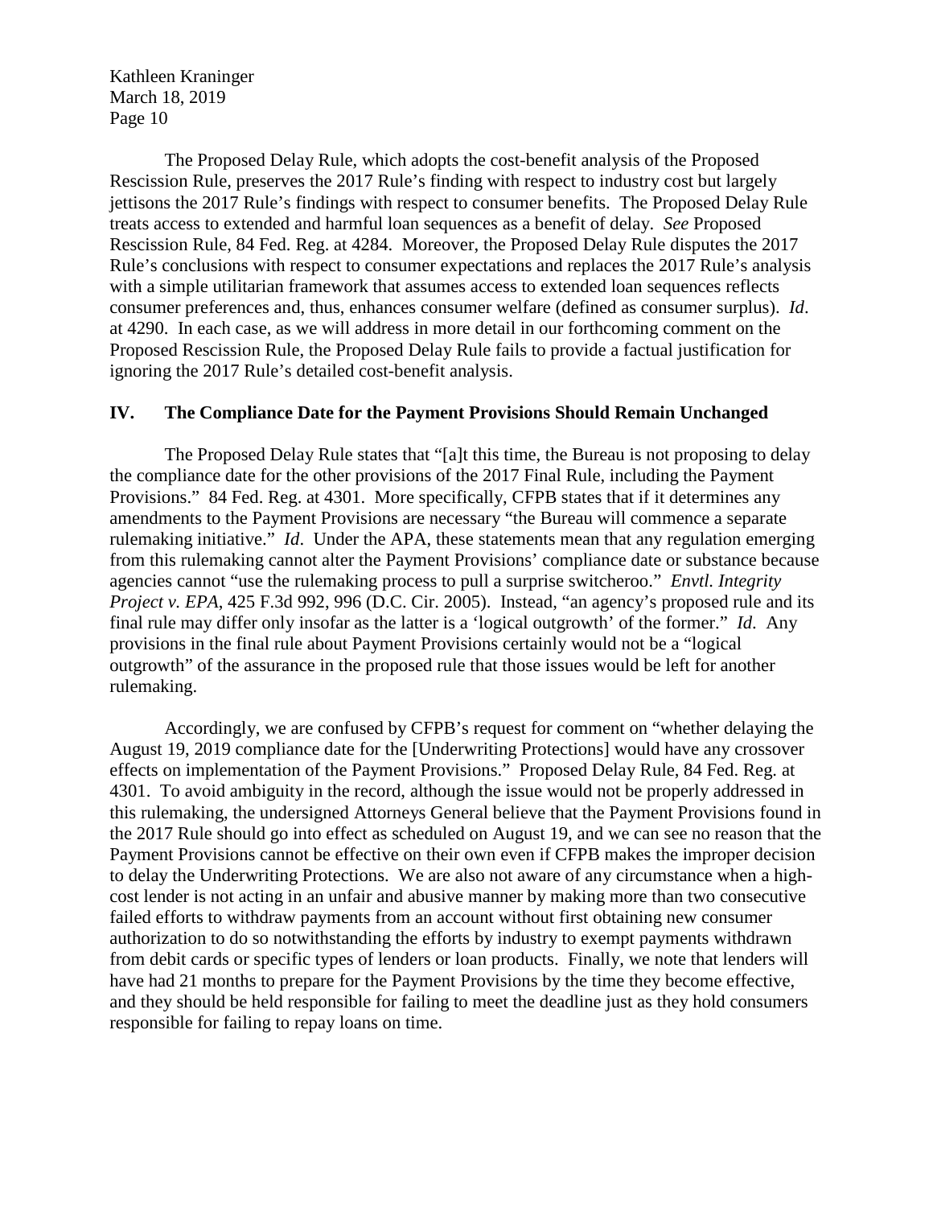The Proposed Delay Rule, which adopts the cost-benefit analysis of the Proposed Rescission Rule, preserves the 2017 Rule's finding with respect to industry cost but largely jettisons the 2017 Rule's findings with respect to consumer benefits. The Proposed Delay Rule treats access to extended and harmful loan sequences as a benefit of delay. *See* Proposed Rescission Rule, 84 Fed. Reg. at 4284. Moreover, the Proposed Delay Rule disputes the 2017 Rule's conclusions with respect to consumer expectations and replaces the 2017 Rule's analysis with a simple utilitarian framework that assumes access to extended loan sequences reflects consumer preferences and, thus, enhances consumer welfare (defined as consumer surplus). *Id*. at 4290. In each case, as we will address in more detail in our forthcoming comment on the Proposed Rescission Rule, the Proposed Delay Rule fails to provide a factual justification for ignoring the 2017 Rule's detailed cost-benefit analysis.

## IV. The Compliance Date for the Payment Provisions Should Remain Unchanged

The Proposed Delay Rule states that "[a]t this time, the Bureau is not proposing to delay the compliance date for the other provisions of the 2017 Final Rule, including the Payment Provisions." 84 Fed. Reg. at 4301. More specifically, CFPB states that if it determines any amendments to the Payment Provisions are necessary "the Bureau will commence a separate rulemaking initiative." *Id*. Under the APA, these statements mean that any regulation emerging from this rulemaking cannot alter the Payment Provisions' compliance date or substance because agencies cannot "use the rulemaking process to pull a surprise switcheroo." *Envtl. Integrity Project v. EPA*, 425 F.3d 992, 996 (D.C. Cir. 2005). Instead, "an agency's proposed rule and its final rule may differ only insofar as the latter is a 'logical outgrowth' of the former." *Id*. Any provisions in the final rule about Payment Provisions certainly would not be a "logical outgrowth" of the assurance in the proposed rule that those issues would be left for another rulemaking.

Accordingly, we are confused by CFPB's request for comment on "whether delaying the August 19, 2019 compliance date for the [Underwriting Protections] would have any crossover effects on implementation of the Payment Provisions." Proposed Delay Rule, 84 Fed. Reg. at 4301. To avoid ambiguity in the record, although the issue would not be properly addressed in this rulemaking, the undersigned Attorneys General believe that the Payment Provisions found in the 2017 Rule should go into effect as scheduled on August 19, and we can see no reason that the Payment Provisions cannot be effective on their own even if CFPB makes the improper decision to delay the Underwriting Protections. We are also not aware of any circumstance when a high-cost lender is not acting in an unfair and abusive manner by making more than two consecutive failed efforts to withdraw payments from an account without first obtaining new consumer authorization to do so notwithstanding the efforts by industry to exempt payments withdrawn from debit cards or specific types of lenders or loan products. Finally, we note that lenders will have had 21 months to prepare for the Payment Provisions by the time they become effective, and they should be held responsible for failing to meet the deadline just as they hold consumers responsible for failing to repay loans on time.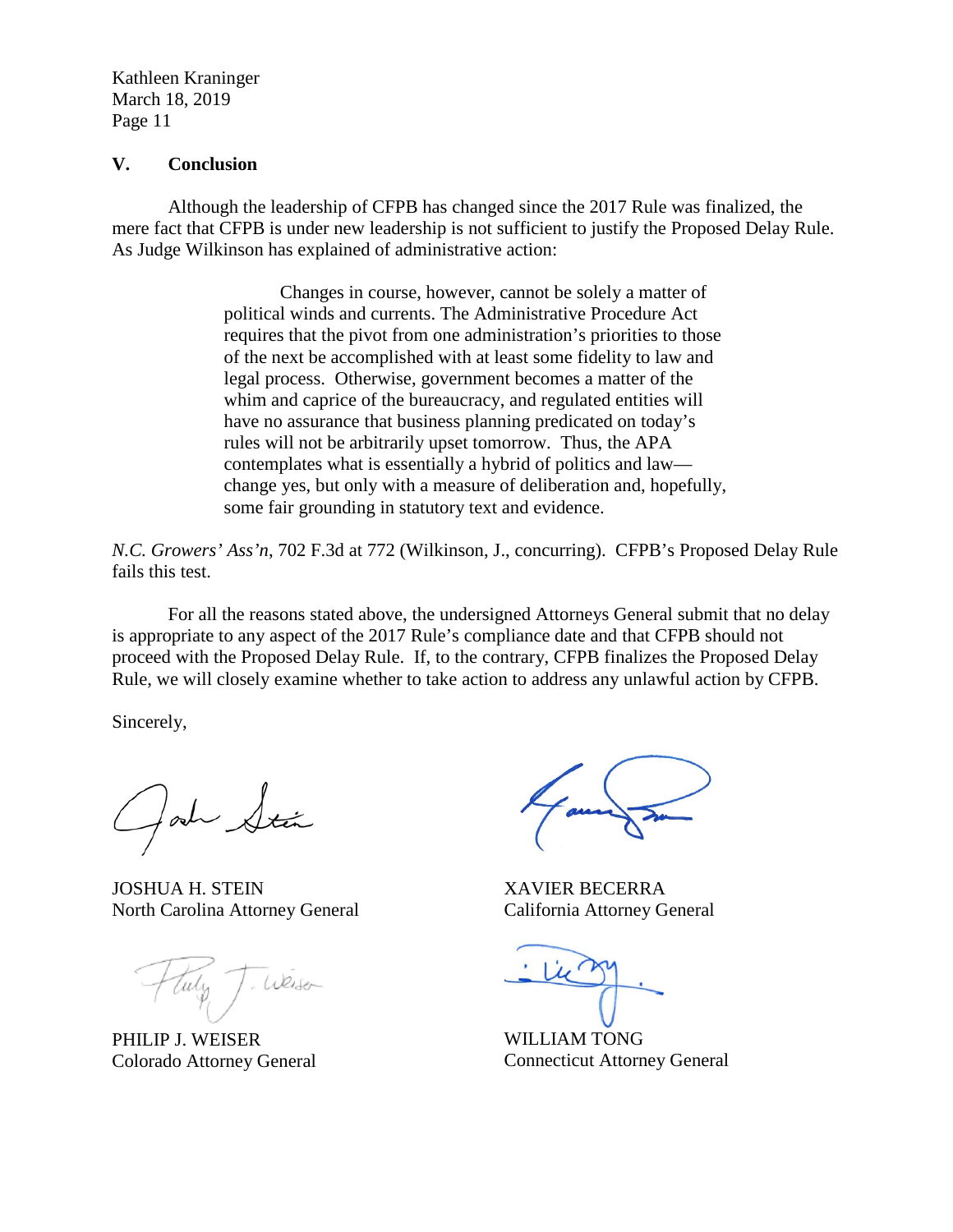## V. Conclusion

Although the leadership of CFPB has changed since the 2017 Rule was finalized, the mere fact that CFPB is under new leadership is not sufficient to justify the Proposed Delay Rule. As Judge Wilkinson has explained of administrative action:

> Changes in course, however, cannot be solely a matter of political winds and currents. The Administrative Procedure Act requires that the pivot from one administration's priorities to those of the next be accomplished with at least some fidelity to law and legal process. Otherwise, government becomes a matter of the whim and caprice of the bureaucracy, and regulated entities will have no assurance that business planning predicated on today's rules will not be arbitrarily upset tomorrow. Thus, the APA contemplates what is essentially a hybrid of politics and law—change yes, but only with a measure of deliberation and, hopefully, some fair grounding in statutory text and evidence.

*N.C. Growers' Ass'n*, 702 F.3d at 772 (Wilkinson, J., concurring). CFPB's Proposed Delay Rule fails this test.

For all the reasons stated above, the undersigned Attorneys General submit that no delay is appropriate to any aspect of the 2017 Rule's compliance date and that CFPB should not proceed with the Proposed Delay Rule. If, to the contrary, CFPB finalizes the Proposed Delay Rule, we will closely examine whether to take action to address any unlawful action by CFPB.

Sincerely,

JOSHUA H. STEIN
North Carolina Attorney General

XAVIER BECERRA
California Attorney General

PHILIP J. WEISER
Colorado Attorney General

WILLIAM TONG
Connecticut Attorney General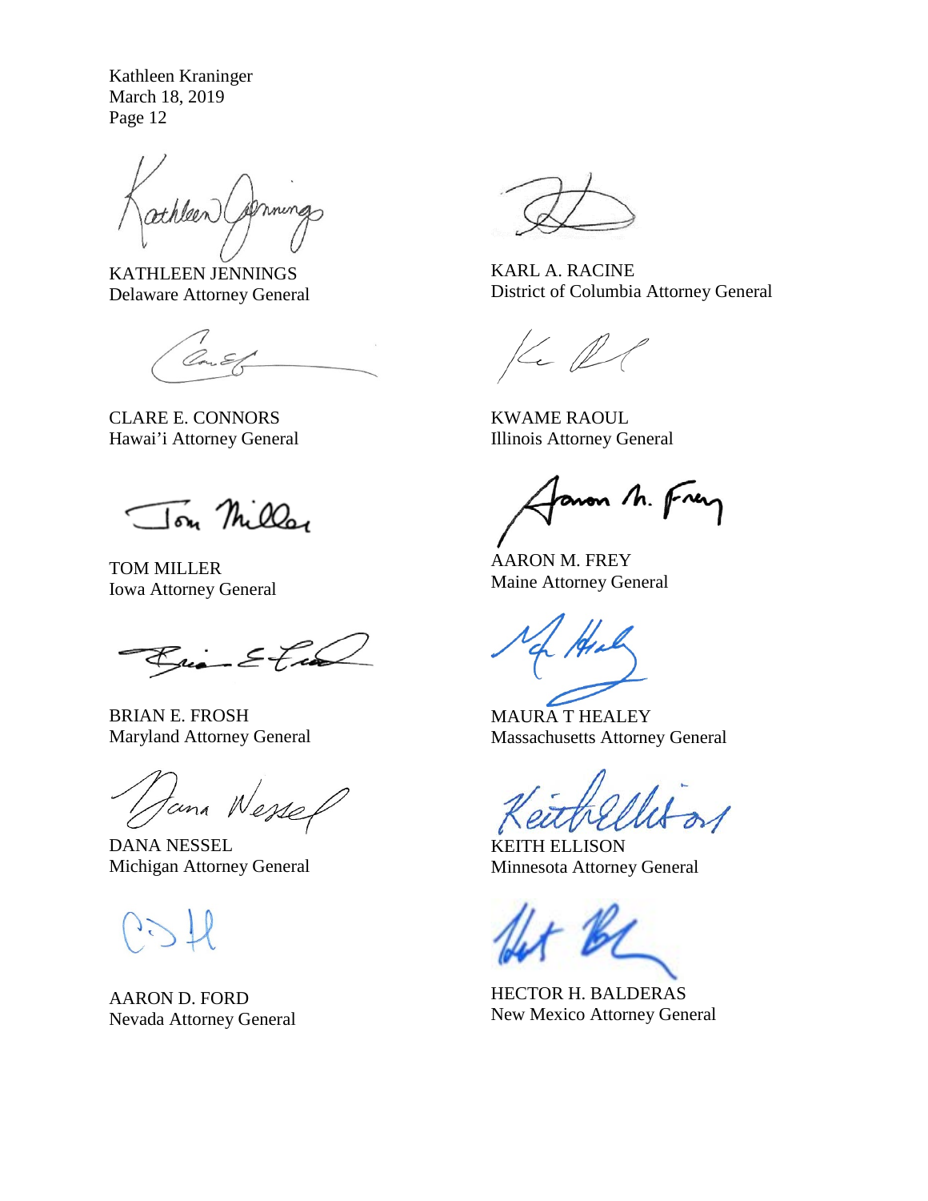Kathleen Kraninger
March 18, 2019
Page 12

KATHLEEN JENNINGS
Delaware Attorney General

KARL A. RACINE
District of Columbia Attorney General

CLARE E. CONNORS
Hawai'i Attorney General

KWAME RAOUL
Illinois Attorney General

TOM MILLER
Iowa Attorney General

AARON M. FREY
Maine Attorney General

BRIAN E. FROSH
Maryland Attorney General

MAURA T HEALEY
Massachusetts Attorney General

DANA NESSEL
Michigan Attorney General

KEITH ELLISON
Minnesota Attorney General

AARON D. FORD
Nevada Attorney General

HECTOR H. BALDERAS
New Mexico Attorney General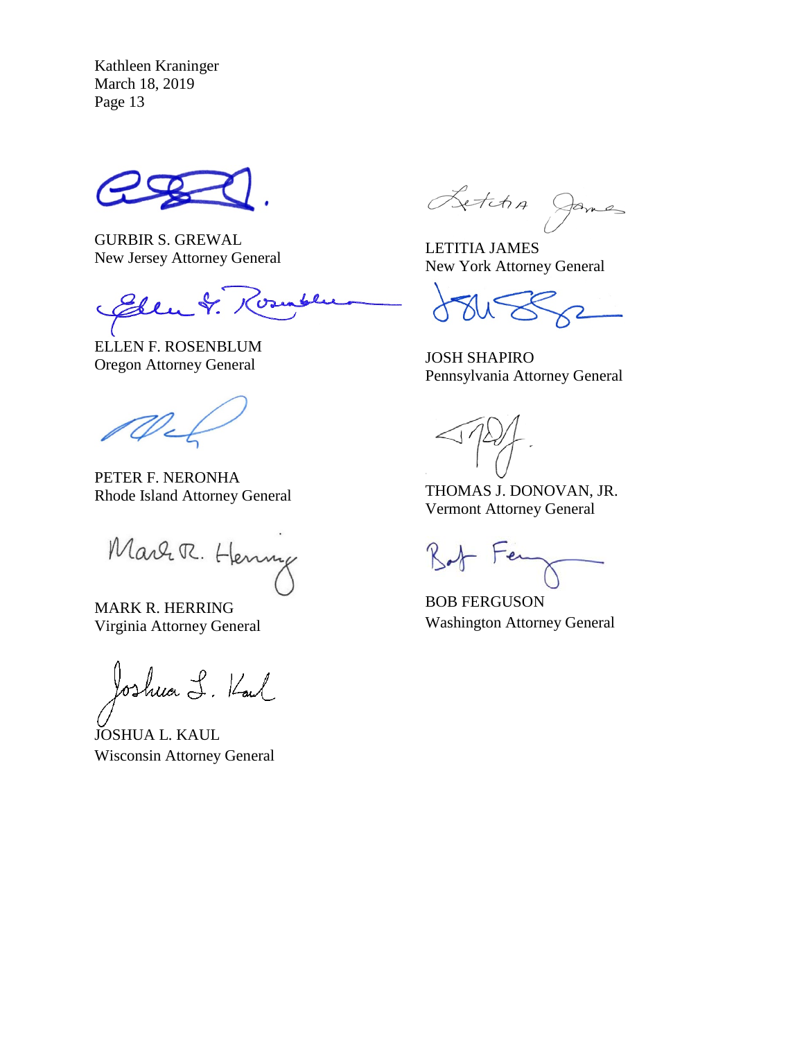GURBIR S. GREWAL
New Jersey Attorney General

LETITIA JAMES
New York Attorney General

ELLEN F. ROSENBLUM
Oregon Attorney General

JOSH SHAPIRO
Pennsylvania Attorney General

PETER F. NERONHA
Rhode Island Attorney General

THOMAS J. DONOVAN, JR.
Vermont Attorney General

MARK R. HERRING
Virginia Attorney General

BOB FERGUSON
Washington Attorney General

JOSHUA L. KAUL
Wisconsin Attorney General